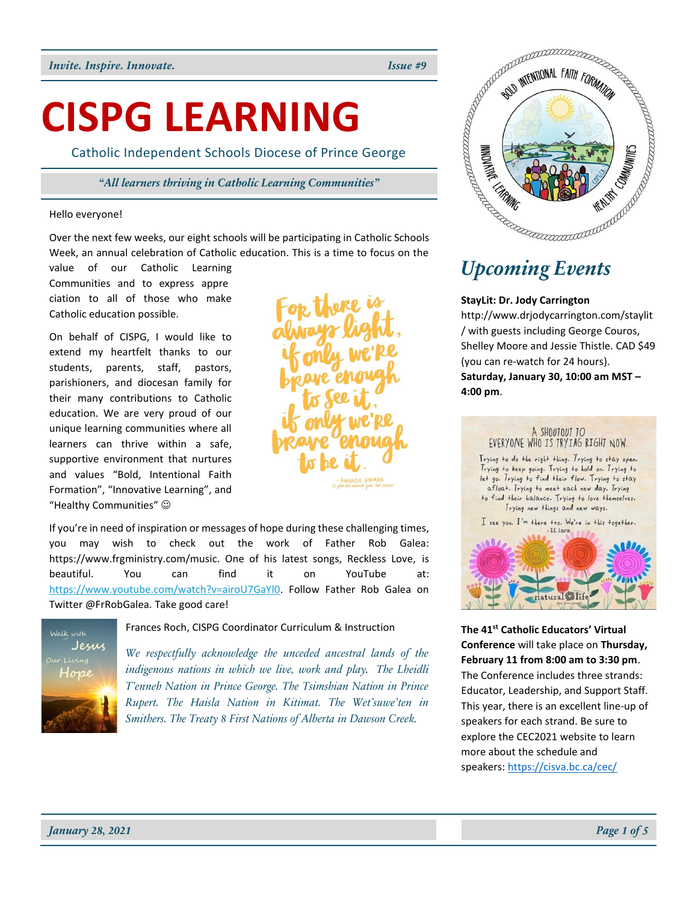*Invite. Inspire. Innovate.* *Issue #9*

# CISPG LEARNING

Catholic Independent Schools Diocese of Prince George

***"All learners thriving in Catholic Learning Communities"***

Hello everyone!

Over the next few weeks, our eight schools will be participating in Catholic Schools Week, an annual celebration of Catholic education. This is a time to focus on the value of our Catholic Learning Communities and to express appre ciation to all of those who make Catholic education possible.

On behalf of CISPG, I would like to extend my heartfelt thanks to our students, parents, staff, pastors, parishioners, and diocesan family for their many contributions to Catholic education. We are very proud of our unique learning communities where all learners can thrive within a safe, supportive environment that nurtures and values "Bold, Intentional Faith Formation", "Innovative Learning", and "Healthy Communities" ☺

If you're in need of inspiration or messages of hope during these challenging times, you may wish to check out the work of Father Rob Galea: https://www.frgministry.com/music. One of his latest songs, Reckless Love, is beautiful. You can find it on YouTube at: https://www.youtube.com/watch?v=airoU7GaYl0. Follow Father Rob Galea on Twitter @FrRobGalea. Take good care!

Frances Roch, CISPG Coordinator Curriculum & Instruction

*We respectfully acknowledge the unceded ancestral lands of the indigenous nations in which we live, work and play. The Lheidli T'enneh Nation in Prince George. The Tsimshian Nation in Prince Rupert. The Haisla Nation in Kitimat. The Wet'suwe'ten in Smithers. The Treaty 8 First Nations of Alberta in Dawson Creek.*

## *Upcoming Events*

**StayLit: Dr. Jody Carrington**
http://www.drjodycarrington.com/staylit / with guests including George Couros, Shelley Moore and Jessie Thistle. CAD $49 (you can re-watch for 24 hours). **Saturday, January 30, 10:00 am MST – 4:00 pm**.

**The 41st Catholic Educators' Virtual Conference** will take place on **Thursday, February 11 from 8:00 am to 3:30 pm**. The Conference includes three strands: Educator, Leadership, and Support Staff. This year, there is an excellent line-up of speakers for each strand. Be sure to explore the CEC2021 website to learn more about the schedule and speakers: https://cisva.bc.ca/cec/

*January 28, 2021*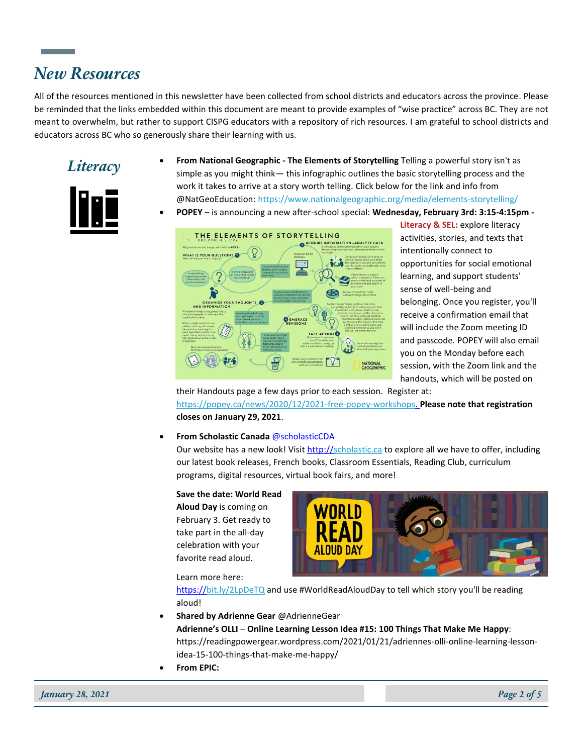## New Resources

All of the resources mentioned in this newsletter have been collected from school districts and educators across the province. Please be reminded that the links embedded within this document are meant to provide examples of "wise practice" across BC. They are not meant to overwhelm, but rather to support CISPG educators with a repository of rich resources. I am grateful to school districts and educators across BC who so generously share their learning with us.

### Literacy

- **From National Geographic - The Elements of Storytelling** Telling a powerful story isn't as simple as you might think— this infographic outlines the basic storytelling process and the work it takes to arrive at a story worth telling. Click below for the link and info from @NatGeoEducation: https://www.nationalgeographic.org/media/elements-storytelling/
- **POPEY** – is announcing a new after-school special: **Wednesday, February 3rd: 3:15-4:15pm - Literacy & SEL:** explore literacy activities, stories, and texts that intentionally connect to opportunities for social emotional learning, and support students' sense of well-being and belonging. Once you register, you'll receive a confirmation email that will include the Zoom meeting ID and passcode. POPEY will also email you on the Monday before each session, with the Zoom link and the handouts, which will be posted on their Handouts page a few days prior to each session. Register at: https://popey.ca/news/2020/12/2021-free-popey-workshops. **Please note that registration closes on January 29, 2021**.
- **From Scholastic Canada** @scholasticCDA
  Our website has a new look! Visit http://scholastic.ca to explore all we have to offer, including our latest book releases, French books, Classroom Essentials, Reading Club, curriculum programs, digital resources, virtual book fairs, and more!

  **Save the date: World Read Aloud Day** is coming on February 3. Get ready to take part in the all-day celebration with your favorite read aloud.

  Learn more here: https://bit.ly/2LpDeTQ and use #WorldReadAloudDay to tell which story you'll be reading aloud!
- **Shared by Adrienne Gear** @AdrienneGear
  **Adrienne's OLLI – Online Learning Lesson Idea #15: 100 Things That Make Me Happy**: https://readingpowergear.wordpress.com/2021/01/21/adriennes-olli-online-learning-lesson-idea-15-100-things-that-make-me-happy/
- **From EPIC:**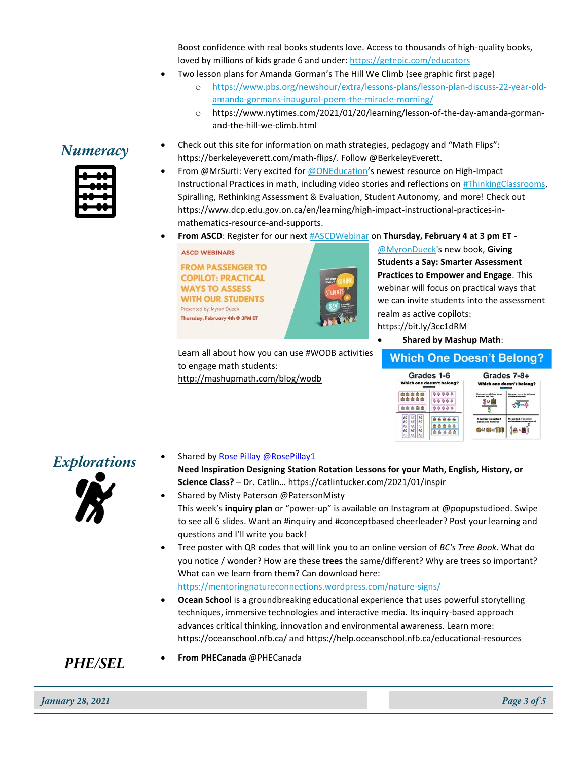Boost confidence with real books students love. Access to thousands of high-quality books, loved by millions of kids grade 6 and under: https://getepic.com/educators

- Two lesson plans for Amanda Gorman's The Hill We Climb (see graphic first page)
    - https://www.pbs.org/newshour/extra/lessons-plans/lesson-plan-discuss-22-year-old-amanda-gormans-inaugural-poem-the-miracle-morning/
    - https://www.nytimes.com/2021/01/20/learning/lesson-of-the-day-amanda-gorman-and-the-hill-we-climb.html

## *Numeracy*

- Check out this site for information on math strategies, pedagogy and "Math Flips": https://berkeleyeverett.com/math-flips/. Follow @BerkeleyEverett.
- From @MrSurti: Very excited for @ONEducation's newest resource on High-Impact Instructional Practices in math, including video stories and reflections on #ThinkingClassrooms, Spiralling, Rethinking Assessment & Evaluation, Student Autonomy, and more! Check out https://www.dcp.edu.gov.on.ca/en/learning/high-impact-instructional-practices-in-mathematics-resource-and-supports.
- **From ASCD**: Register for our next #ASCDWebinar on **Thursday, February 4 at 3 pm ET** - @MyronDueck's new book, **Giving Students a Say: Smarter Assessment Practices to Empower and Engage**. This webinar will focus on practical ways that we can invite students into the assessment realm as active copilots: https://bit.ly/3cc1dRM

ASCD WEBINARS

FROM PASSENGER TO COPILOT: PRACTICAL WAYS TO ASSESS WITH OUR STUDENTS

Presented by: Myron Dueck

Thursday, February 4th @ 3PM ET

- **Shared by Mashup Math**:

Learn all about how you can use #WODB activities to engage math students: http://mashupmath.com/blog/wodb

Which One Doesn't Belong?

Grades 1-6 — Grades 7-8+

## *Explorations*

- Shared by Rose Pillay @RosePillay1

  **Need Inspiration Designing Station Rotation Lessons for your Math, English, History, or Science Class?** – Dr. Catlin... https://catlintucker.com/2021/01/inspir
- Shared by Misty Paterson @PatersonMisty

  This week's **inquiry plan** or "power-up" is available on Instagram at @popupstudioed. Swipe to see all 6 slides. Want an #inquiry and #conceptbased cheerleader? Post your learning and questions and I'll write you back!
- Tree poster with QR codes that will link you to an online version of *BC's Tree Book*. What do you notice / wonder? How are these **trees** the same/different? Why are trees so important? What can we learn from them? Can download here: https://mentoringnatureconnections.wordpress.com/nature-signs/
- **Ocean School** is a groundbreaking educational experience that uses powerful storytelling techniques, immersive technologies and interactive media. Its inquiry-based approach advances critical thinking, innovation and environmental awareness. Learn more: https://oceanschool.nfb.ca/ and https://help.oceanschool.nfb.ca/educational-resources

## *PHE/SEL*

- **From PHECanada** @PHECanada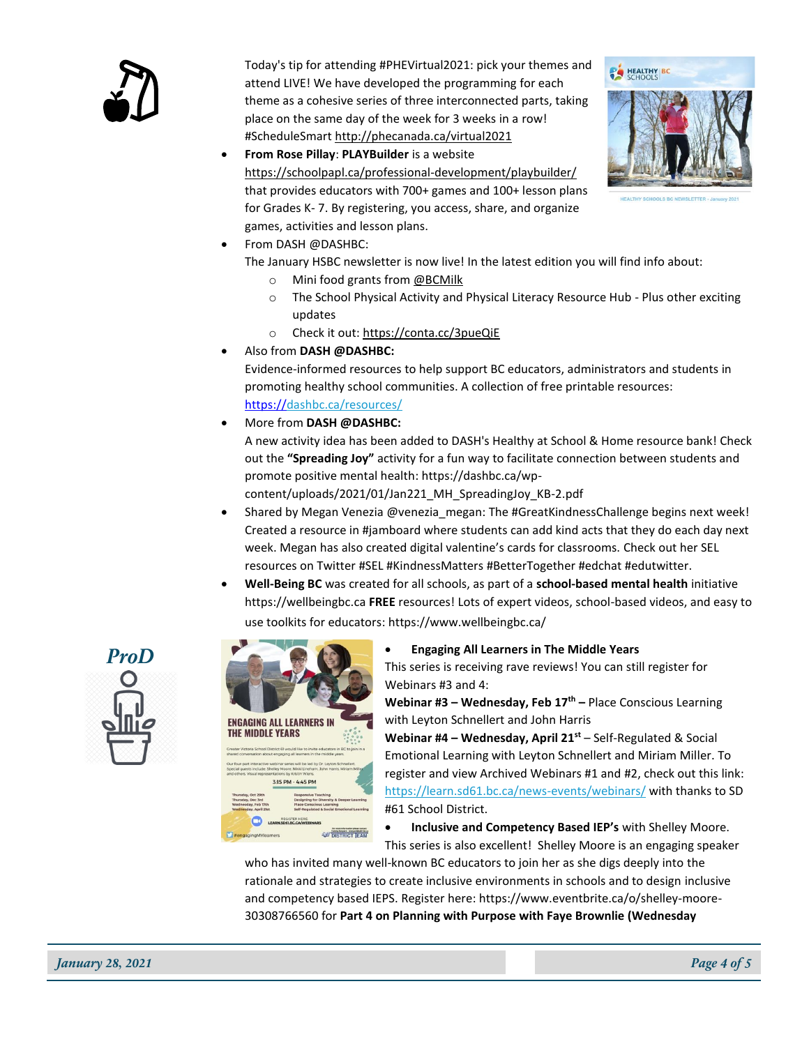Today's tip for attending #PHEVirtual2021: pick your themes and attend LIVE! We have developed the programming for each theme as a cohesive series of three interconnected parts, taking place on the same day of the week for 3 weeks in a row! #ScheduleSmart http://phecanada.ca/virtual2021

- **From Rose Pillay**: **PLAYBuilder** is a website https://schoolpapl.ca/professional-development/playbuilder/ that provides educators with 700+ games and 100+ lesson plans for Grades K- 7. By registering, you access, share, and organize games, activities and lesson plans.
- From DASH @DASHBC:
  The January HSBC newsletter is now live! In the latest edition you will find info about:
  - Mini food grants from @BCMilk
  - The School Physical Activity and Physical Literacy Resource Hub - Plus other exciting updates
  - Check it out: https://conta.cc/3pueQiE
- Also from **DASH @DASHBC:**
  Evidence-informed resources to help support BC educators, administrators and students in promoting healthy school communities. A collection of free printable resources: https://dashbc.ca/resources/
- More from **DASH @DASHBC:**
  A new activity idea has been added to DASH's Healthy at School & Home resource bank! Check out the **"Spreading Joy"** activity for a fun way to facilitate connection between students and promote positive mental health: https://dashbc.ca/wp-content/uploads/2021/01/Jan221_MH_SpreadingJoy_KB-2.pdf
- Shared by Megan Venezia @venezia_megan: The #GreatKindnessChallenge begins next week! Created a resource in #jamboard where students can add kind acts that they do each day next week. Megan has also created digital valentine's cards for classrooms. Check out her SEL resources on Twitter #SEL #KindnessMatters #BetterTogether #edchat #edutwitter.
- **Well-Being BC** was created for all schools, as part of a **school-based mental health** initiative https://wellbeingbc.ca **FREE** resources! Lots of expert videos, school-based videos, and easy to use toolkits for educators: https://www.wellbeingbc.ca/

## ProD

- **Engaging All Learners in The Middle Years**
  This series is receiving rave reviews! You can still register for Webinars #3 and 4:
  **Webinar #3 – Wednesday, Feb 17th –** Place Conscious Learning with Leyton Schnellert and John Harris
  **Webinar #4 – Wednesday, April 21st** – Self-Regulated & Social Emotional Learning with Leyton Schnellert and Miriam Miller. To register and view Archived Webinars #1 and #2, check out this link: https://learn.sd61.bc.ca/news-events/webinars/ with thanks to SD #61 School District.
- **Inclusive and Competency Based IEP's** with Shelley Moore.
  This series is also excellent! Shelley Moore is an engaging speaker who has invited many well-known BC educators to join her as she digs deeply into the rationale and strategies to create inclusive environments in schools and to design inclusive and competency based IEPS. Register here: https://www.eventbrite.ca/o/shelley-moore-30308766560 for **Part 4 on Planning with Purpose with Faye Brownlie (Wednesday**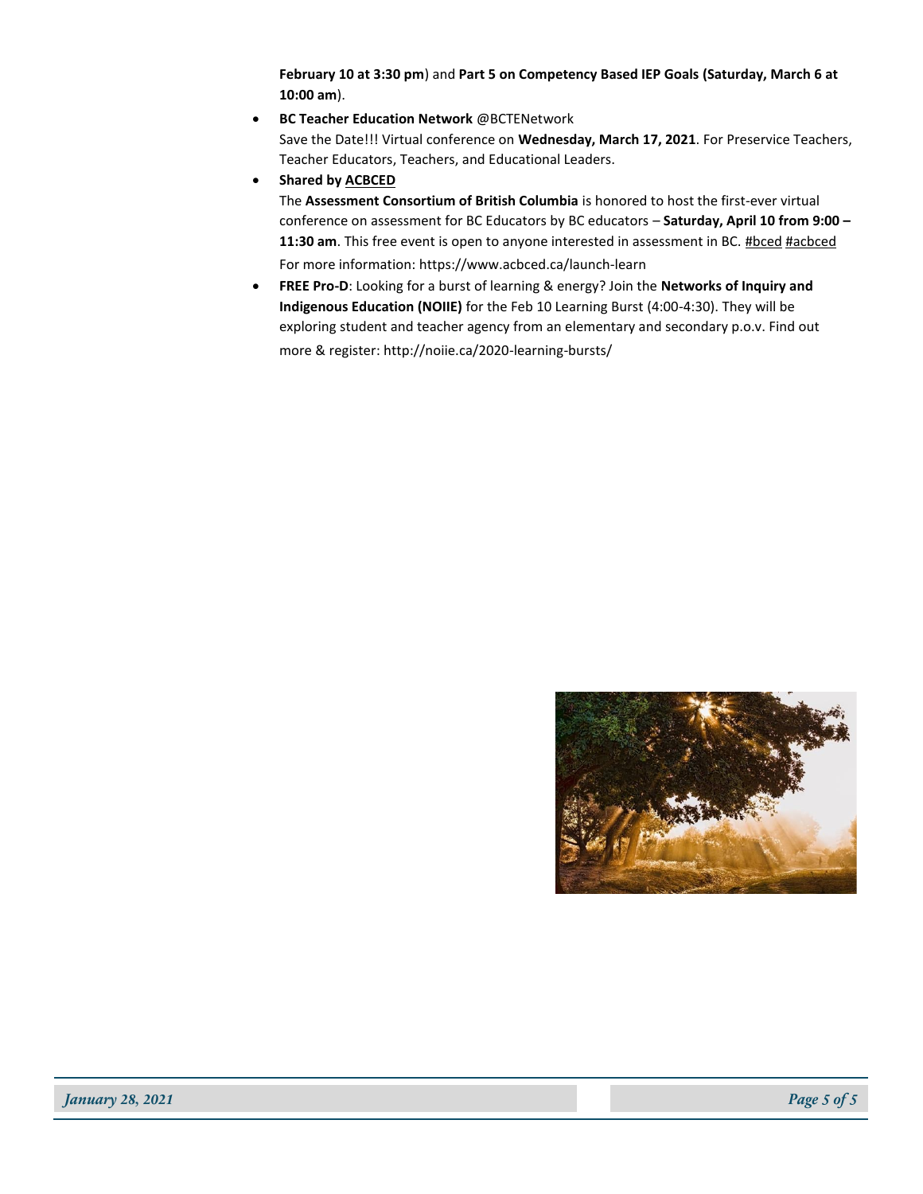February 10 at 3:30 pm**) and **Part 5 on Competency Based IEP Goals (Saturday, March 6 at 10:00 am**).

- **BC Teacher Education Network** @BCTENetwork
  Save the Date!!! Virtual conference on **Wednesday, March 17, 2021**. For Preservice Teachers, Teacher Educators, Teachers, and Educational Leaders.
- **Shared by ACBCED**
  The **Assessment Consortium of British Columbia** is honored to host the first-ever virtual conference on assessment for BC Educators by BC educators – **Saturday, April 10 from 9:00 – 11:30 am**. This free event is open to anyone interested in assessment in BC. #bced #acbced
  For more information: https://www.acbced.ca/launch-learn
- **FREE Pro-D**: Looking for a burst of learning & energy? Join the **Networks of Inquiry and Indigenous Education (NOIIE)** for the Feb 10 Learning Burst (4:00-4:30). They will be exploring student and teacher agency from an elementary and secondary p.o.v. Find out more & register: http://noiie.ca/2020-learning-bursts/